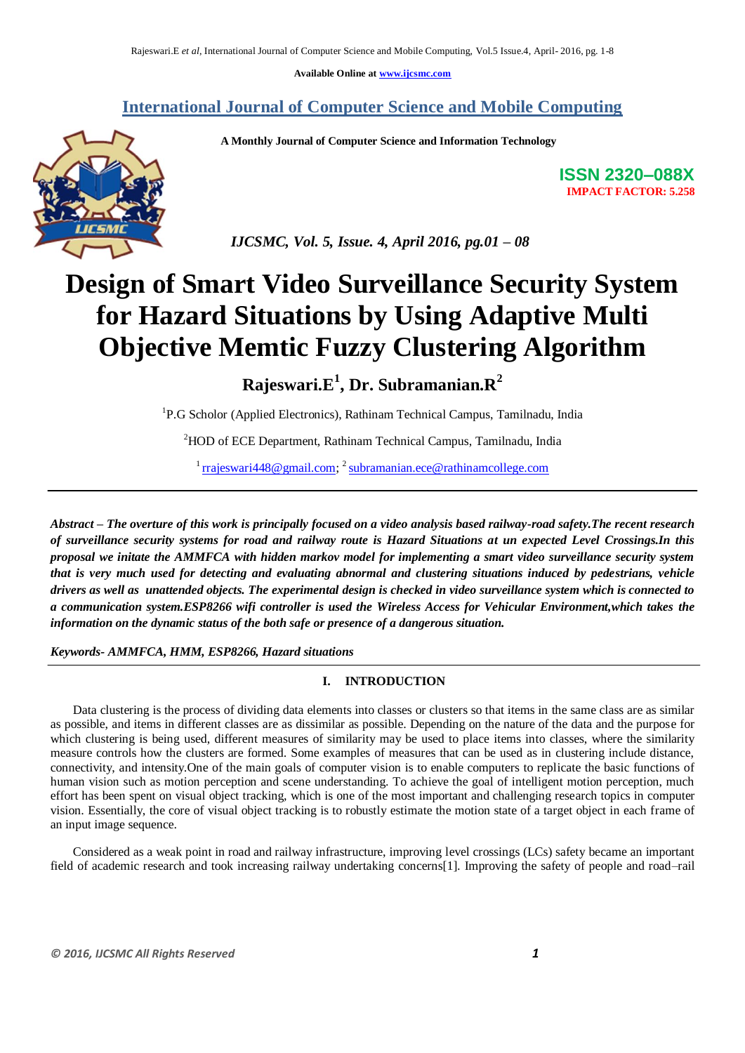Available Online at www.ijcsmc.com

# International Journal of Computer Science and Mobile Computing

**A Monthly Journal of Computer Science and Information Technology**

**ISSN 2320–088X**
**IMPACT FACTOR: 5.258**

*IJCSMC, Vol. 5, Issue. 4, April 2016, pg.01 – 08*

# Design of Smart Video Surveillance Security System for Hazard Situations by Using Adaptive Multi Objective Memtic Fuzzy Clustering Algorithm

**Rajeswari.E[1], Dr. Subramanian.R[2]**

[1]P.G Scholor (Applied Electronics), Rathinam Technical Campus, Tamilnadu, India

[2]HOD of ECE Department, Rathinam Technical Campus, Tamilnadu, India

[1] rrajeswari448@gmail.com; [2] subramanian.ece@rathinamcollege.com

---

***Abstract – The overture of this work is principally focused on a video analysis based railway-road safety.The recent research of surveillance security systems for road and railway route is Hazard Situations at un expected Level Crossings.In this proposal we initate the AMMFCA with hidden markov model for implementing a smart video surveillance security system that is very much used for detecting and evaluating abnormal and clustering situations induced by pedestrians, vehicle drivers as well as unattended objects. The experimental design is checked in video surveillance system which is connected to a communication system.ESP8266 wifi controller is used the Wireless Access for Vehicular Environment,which takes the information on the dynamic status of the both safe or presence of a dangerous situation.***

***Keywords- AMMFCA, HMM, ESP8266, Hazard situations***

---

## I. INTRODUCTION

Data clustering is the process of dividing data elements into classes or clusters so that items in the same class are as similar as possible, and items in different classes are as dissimilar as possible. Depending on the nature of the data and the purpose for which clustering is being used, different measures of similarity may be used to place items into classes, where the similarity measure controls how the clusters are formed. Some examples of measures that can be used as in clustering include distance, connectivity, and intensity.One of the main goals of computer vision is to enable computers to replicate the basic functions of human vision such as motion perception and scene understanding. To achieve the goal of intelligent motion perception, much effort has been spent on visual object tracking, which is one of the most important and challenging research topics in computer vision. Essentially, the core of visual object tracking is to robustly estimate the motion state of a target object in each frame of an input image sequence.

Considered as a weak point in road and railway infrastructure, improving level crossings (LCs) safety became an important field of academic research and took increasing railway undertaking concerns[1]. Improving the safety of people and road–rail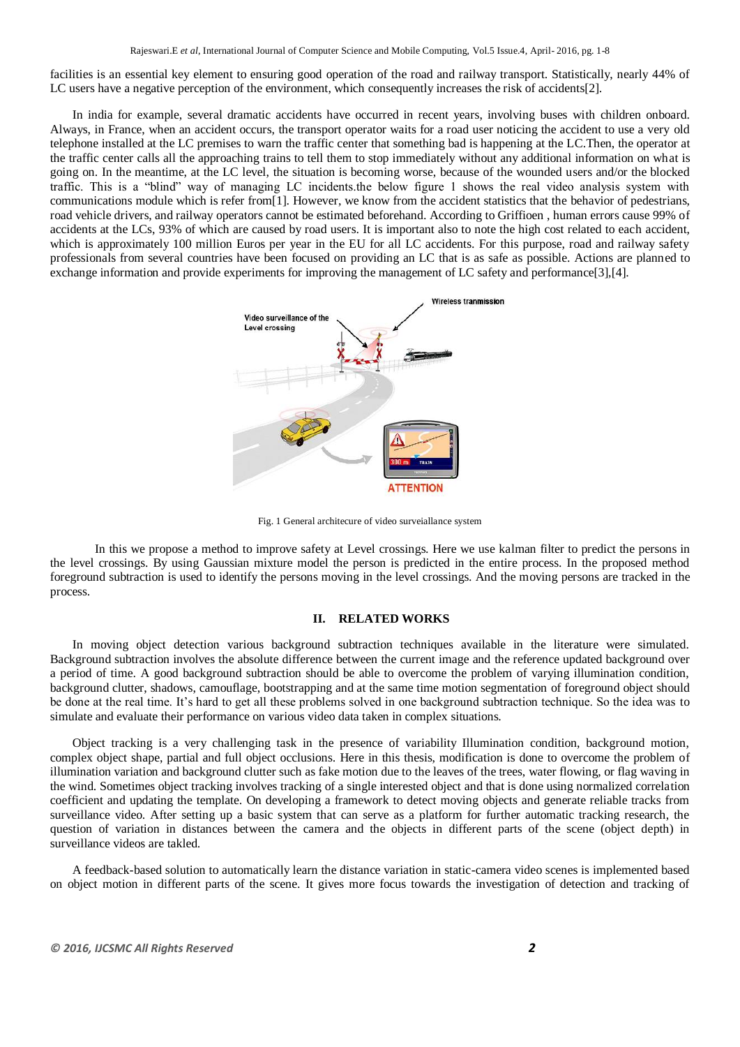facilities is an essential key element to ensuring good operation of the road and railway transport. Statistically, nearly 44% of LC users have a negative perception of the environment, which consequently increases the risk of accidents[2].

In india for example, several dramatic accidents have occurred in recent years, involving buses with children onboard. Always, in France, when an accident occurs, the transport operator waits for a road user noticing the accident to use a very old telephone installed at the LC premises to warn the traffic center that something bad is happening at the LC.Then, the operator at the traffic center calls all the approaching trains to tell them to stop immediately without any additional information on what is going on. In the meantime, at the LC level, the situation is becoming worse, because of the wounded users and/or the blocked traffic. This is a "blind" way of managing LC incidents.the below figure 1 shows the real video analysis system with communications module which is refer from[1]. However, we know from the accident statistics that the behavior of pedestrians, road vehicle drivers, and railway operators cannot be estimated beforehand. According to Griffioen , human errors cause 99% of accidents at the LCs, 93% of which are caused by road users. It is important also to note the high cost related to each accident, which is approximately 100 million Euros per year in the EU for all LC accidents. For this purpose, road and railway safety professionals from several countries have been focused on providing an LC that is as safe as possible. Actions are planned to exchange information and provide experiments for improving the management of LC safety and performance[3],[4].

Fig. 1 General architecure of video surveiallance system

In this we propose a method to improve safety at Level crossings. Here we use kalman filter to predict the persons in the level crossings. By using Gaussian mixture model the person is predicted in the entire process. In the proposed method foreground subtraction is used to identify the persons moving in the level crossings. And the moving persons are tracked in the process.

## II. RELATED WORKS

In moving object detection various background subtraction techniques available in the literature were simulated. Background subtraction involves the absolute difference between the current image and the reference updated background over a period of time. A good background subtraction should be able to overcome the problem of varying illumination condition, background clutter, shadows, camouflage, bootstrapping and at the same time motion segmentation of foreground object should be done at the real time. It's hard to get all these problems solved in one background subtraction technique. So the idea was to simulate and evaluate their performance on various video data taken in complex situations.

Object tracking is a very challenging task in the presence of variability Illumination condition, background motion, complex object shape, partial and full object occlusions. Here in this thesis, modification is done to overcome the problem of illumination variation and background clutter such as fake motion due to the leaves of the trees, water flowing, or flag waving in the wind. Sometimes object tracking involves tracking of a single interested object and that is done using normalized correlation coefficient and updating the template. On developing a framework to detect moving objects and generate reliable tracks from surveillance video. After setting up a basic system that can serve as a platform for further automatic tracking research, the question of variation in distances between the camera and the objects in different parts of the scene (object depth) in surveillance videos are takled.

A feedback-based solution to automatically learn the distance variation in static-camera video scenes is implemented based on object motion in different parts of the scene. It gives more focus towards the investigation of detection and tracking of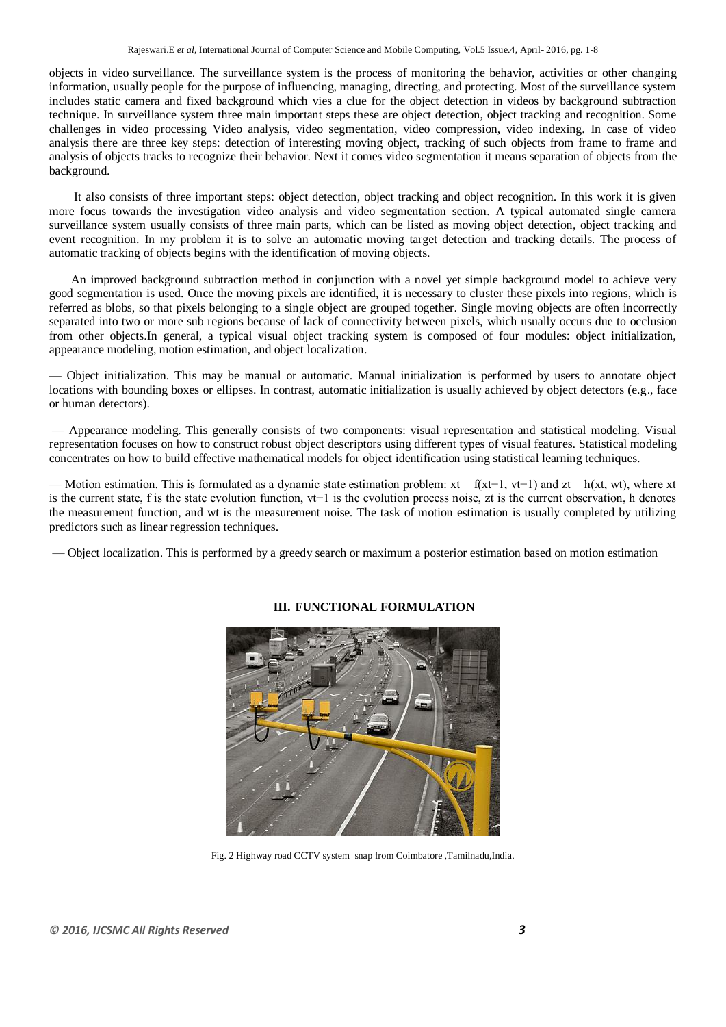objects in video surveillance. The surveillance system is the process of monitoring the behavior, activities or other changing information, usually people for the purpose of influencing, managing, directing, and protecting. Most of the surveillance system includes static camera and fixed background which vies a clue for the object detection in videos by background subtraction technique. In surveillance system three main important steps these are object detection, object tracking and recognition. Some challenges in video processing Video analysis, video segmentation, video compression, video indexing. In case of video analysis there are three key steps: detection of interesting moving object, tracking of such objects from frame to frame and analysis of objects tracks to recognize their behavior. Next it comes video segmentation it means separation of objects from the background.

It also consists of three important steps: object detection, object tracking and object recognition. In this work it is given more focus towards the investigation video analysis and video segmentation section. A typical automated single camera surveillance system usually consists of three main parts, which can be listed as moving object detection, object tracking and event recognition. In my problem it is to solve an automatic moving target detection and tracking details. The process of automatic tracking of objects begins with the identification of moving objects.

An improved background subtraction method in conjunction with a novel yet simple background model to achieve very good segmentation is used. Once the moving pixels are identified, it is necessary to cluster these pixels into regions, which is referred as blobs, so that pixels belonging to a single object are grouped together. Single moving objects are often incorrectly separated into two or more sub regions because of lack of connectivity between pixels, which usually occurs due to occlusion from other objects.In general, a typical visual object tracking system is composed of four modules: object initialization, appearance modeling, motion estimation, and object localization.

— Object initialization. This may be manual or automatic. Manual initialization is performed by users to annotate object locations with bounding boxes or ellipses. In contrast, automatic initialization is usually achieved by object detectors (e.g., face or human detectors).

— Appearance modeling. This generally consists of two components: visual representation and statistical modeling. Visual representation focuses on how to construct robust object descriptors using different types of visual features. Statistical modeling concentrates on how to build effective mathematical models for object identification using statistical learning techniques.

— Motion estimation. This is formulated as a dynamic state estimation problem: $x_t = f(x_{t-1}, v_{t-1})$ and $z_t = h(x_t, w_t)$, where $x_t$ is the current state, f is the state evolution function, $v_{t-1}$ is the evolution process noise, $z_t$ is the current observation, h denotes the measurement function, and $w_t$ is the measurement noise. The task of motion estimation is usually completed by utilizing predictors such as linear regression techniques.

— Object localization. This is performed by a greedy search or maximum a posterior estimation based on motion estimation

## III. FUNCTIONAL FORMULATION

Fig. 2 Highway road CCTV system snap from Coimbatore ,Tamilnadu,India.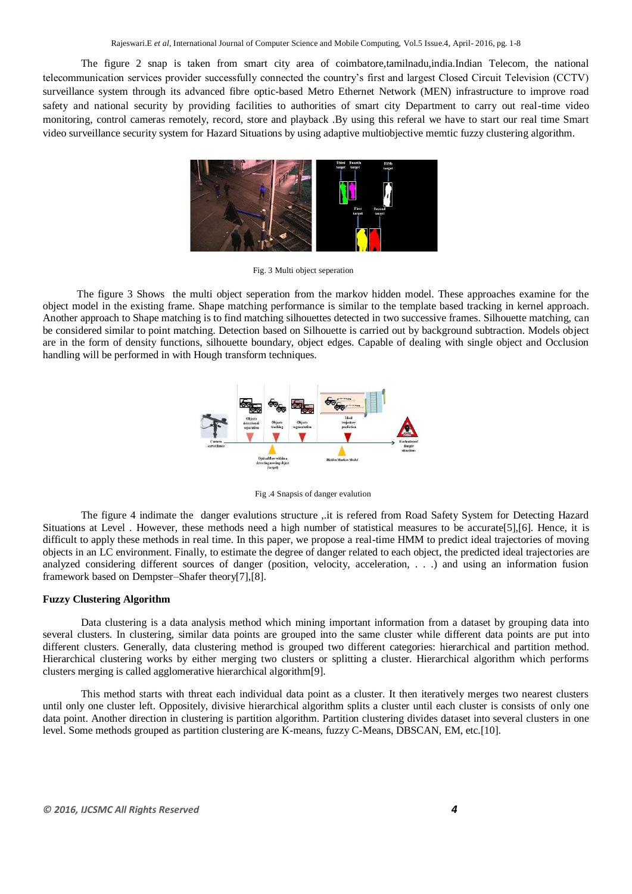The figure 2 snap is taken from smart city area of coimbatore,tamilnadu,india.Indian Telecom, the national telecommunication services provider successfully connected the country's first and largest Closed Circuit Television (CCTV) surveillance system through its advanced fibre optic-based Metro Ethernet Network (MEN) infrastructure to improve road safety and national security by providing facilities to authorities of smart city Department to carry out real-time video monitoring, control cameras remotely, record, store and playback .By using this referal we have to start our real time Smart video surveillance security system for Hazard Situations by using adaptive multiobjective memtic fuzzy clustering algorithm.

Fig. 3 Multi object seperation

The figure 3 Shows the multi object seperation from the markov hidden model. These approaches examine for the object model in the existing frame. Shape matching performance is similar to the template based tracking in kernel approach. Another approach to Shape matching is to find matching silhouettes detected in two successive frames. Silhouette matching, can be considered similar to point matching. Detection based on Silhouette is carried out by background subtraction. Models object are in the form of density functions, silhouette boundary, object edges. Capable of dealing with single object and Occlusion handling will be performed in with Hough transform techniques.

Fig .4 Snapsis of danger evalution

The figure 4 indimate the danger evalutions structure ,.it is refered from Road Safety System for Detecting Hazard Situations at Level . However, these methods need a high number of statistical measures to be accurate[5],[6]. Hence, it is difficult to apply these methods in real time. In this paper, we propose a real-time HMM to predict ideal trajectories of moving objects in an LC environment. Finally, to estimate the degree of danger related to each object, the predicted ideal trajectories are analyzed considering different sources of danger (position, velocity, acceleration, . . .) and using an information fusion framework based on Dempster–Shafer theory[7],[8].

**Fuzzy Clustering Algorithm**

Data clustering is a data analysis method which mining important information from a dataset by grouping data into several clusters. In clustering, similar data points are grouped into the same cluster while different data points are put into different clusters. Generally, data clustering method is grouped two different categories: hierarchical and partition method. Hierarchical clustering works by either merging two clusters or splitting a cluster. Hierarchical algorithm which performs clusters merging is called agglomerative hierarchical algorithm[9].

This method starts with threat each individual data point as a cluster. It then iteratively merges two nearest clusters until only one cluster left. Oppositely, divisive hierarchical algorithm splits a cluster until each cluster is consists of only one data point. Another direction in clustering is partition algorithm. Partition clustering divides dataset into several clusters in one level. Some methods grouped as partition clustering are K-means, fuzzy C-Means, DBSCAN, EM, etc.[10].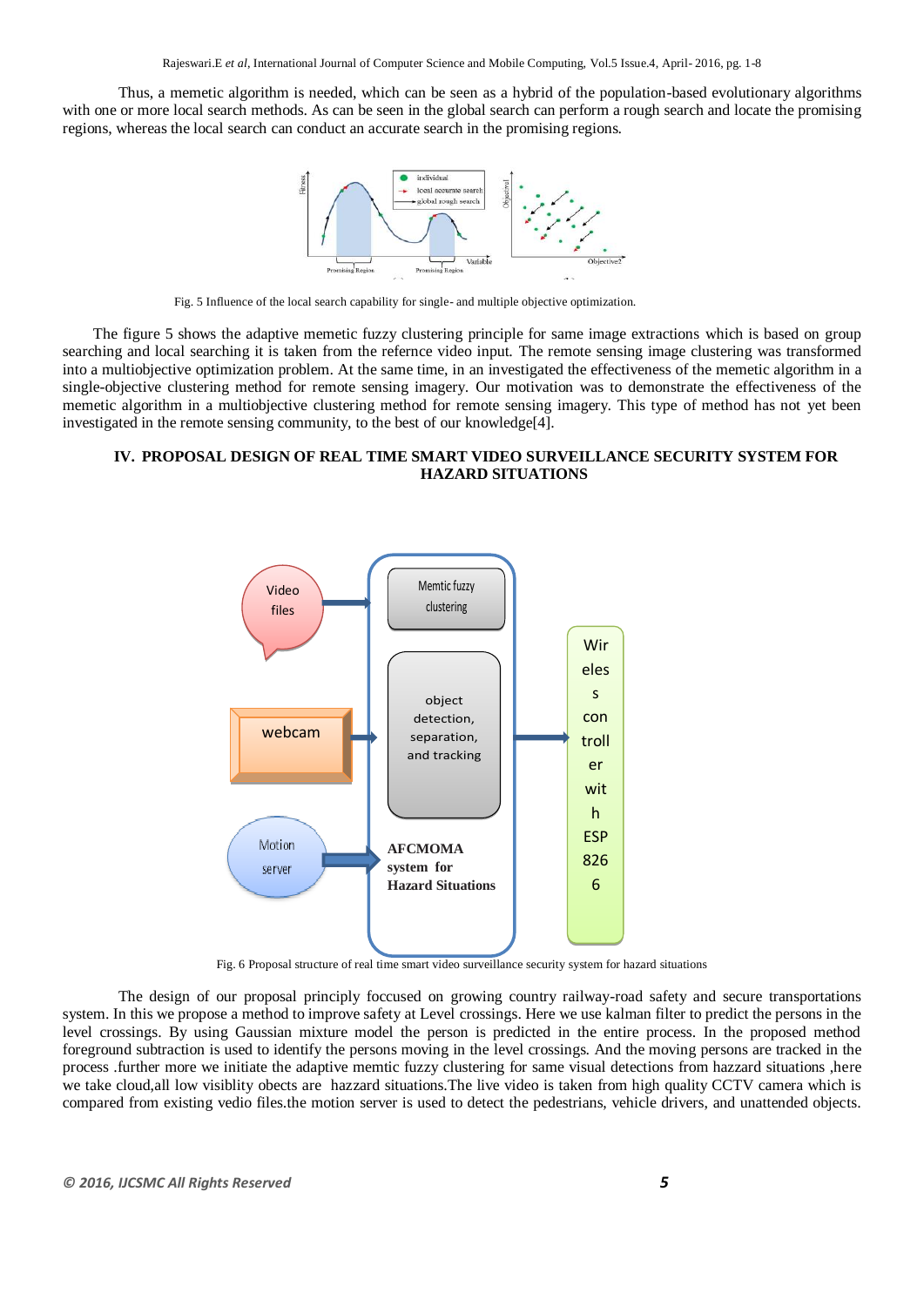Thus, a memetic algorithm is needed, which can be seen as a hybrid of the population-based evolutionary algorithms with one or more local search methods. As can be seen in the global search can perform a rough search and locate the promising regions, whereas the local search can conduct an accurate search in the promising regions.

Fig. 5 Influence of the local search capability for single- and multiple objective optimization.

The figure 5 shows the adaptive memetic fuzzy clustering principle for same image extractions which is based on group searching and local searching it is taken from the refernce video input. The remote sensing image clustering was transformed into a multiobjective optimization problem. At the same time, in an investigated the effectiveness of the memetic algorithm in a single-objective clustering method for remote sensing imagery. Our motivation was to demonstrate the effectiveness of the memetic algorithm in a multiobjective clustering method for remote sensing imagery. This type of method has not yet been investigated in the remote sensing community, to the best of our knowledge[4].

## IV. PROPOSAL DESIGN OF REAL TIME SMART VIDEO SURVEILLANCE SECURITY SYSTEM FOR HAZARD SITUATIONS

Fig. 6 Proposal structure of real time smart video surveillance security system for hazard situations

The design of our proposal principly foccused on growing country railway-road safety and secure transportations system. In this we propose a method to improve safety at Level crossings. Here we use kalman filter to predict the persons in the level crossings. By using Gaussian mixture model the person is predicted in the entire process. In the proposed method foreground subtraction is used to identify the persons moving in the level crossings. And the moving persons are tracked in the process .further more we initiate the adaptive memtic fuzzy clustering for same visual detections from hazzard situations ,here we take cloud,all low visiblity obects are hazzard situations.The live video is taken from high quality CCTV camera which is compared from existing vedio files.the motion server is used to detect the pedestrians, vehicle drivers, and unattended objects.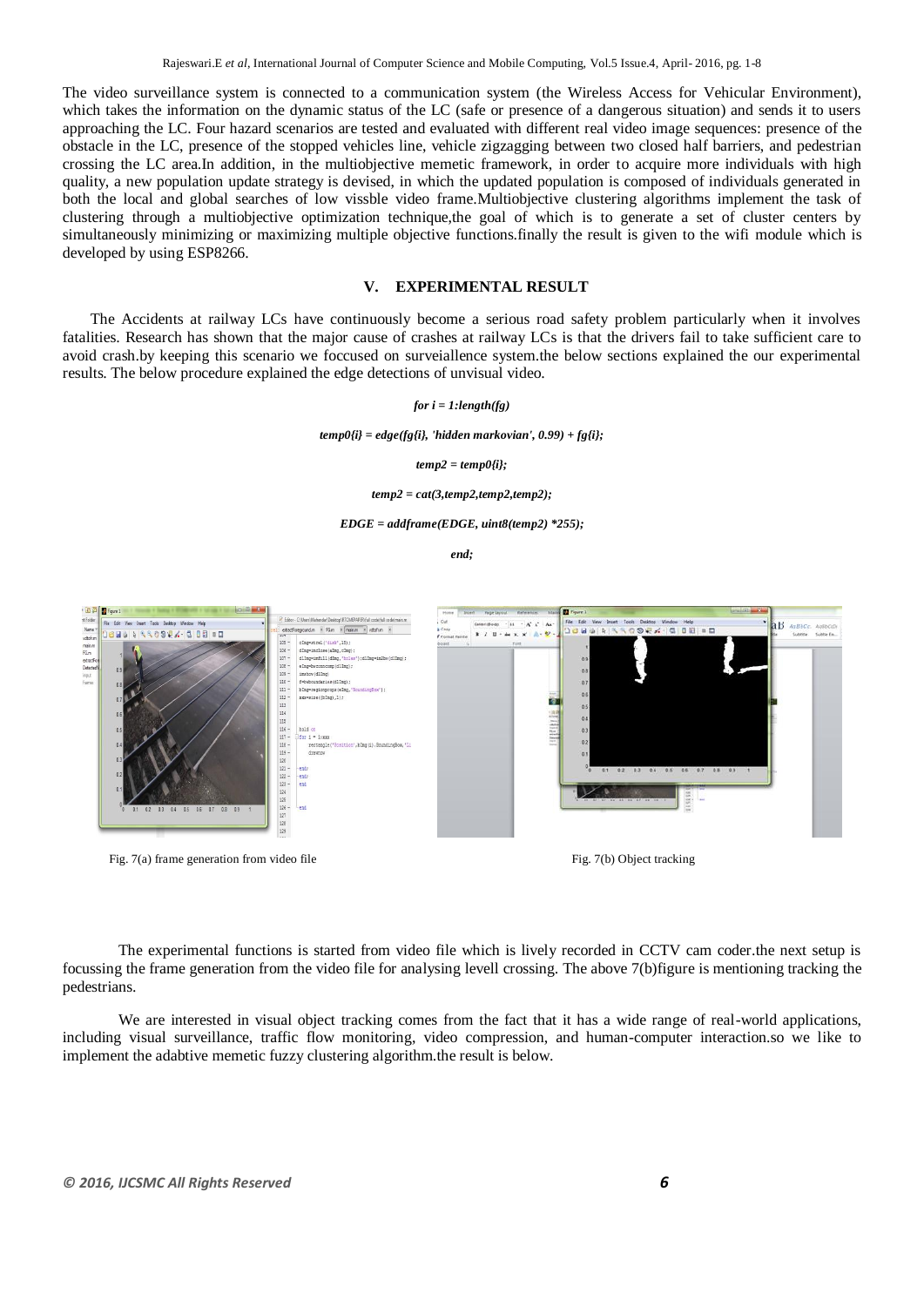The video surveillance system is connected to a communication system (the Wireless Access for Vehicular Environment), which takes the information on the dynamic status of the LC (safe or presence of a dangerous situation) and sends it to users approaching the LC. Four hazard scenarios are tested and evaluated with different real video image sequences: presence of the obstacle in the LC, presence of the stopped vehicles line, vehicle zigzagging between two closed half barriers, and pedestrian crossing the LC area.In addition, in the multiobjective memetic framework, in order to acquire more individuals with high quality, a new population update strategy is devised, in which the updated population is composed of individuals generated in both the local and global searches of low vissble video frame.Multiobjective clustering algorithms implement the task of clustering through a multiobjective optimization technique,the goal of which is to generate a set of cluster centers by simultaneously minimizing or maximizing multiple objective functions.finally the result is given to the wifi module which is developed by using ESP8266.

## V. EXPERIMENTAL RESULT

The Accidents at railway LCs have continuously become a serious road safety problem particularly when it involves fatalities. Research has shown that the major cause of crashes at railway LCs is that the drivers fail to take sufficient care to avoid crash.by keeping this scenario we foccused on surveiallence system.the below sections explained the our experimental results. The below procedure explained the edge detections of unvisual video.

```
for i = 1:length(fg)

temp0{i} = edge(fg{i}, 'hidden markovian', 0.99) + fg{i};

temp2 = temp0{i};

temp2 = cat(3,temp2,temp2,temp2);

EDGE = addframe(EDGE, uint8(temp2) *255);

end;
```

Fig. 7(a) frame generation from video file

Fig. 7(b) Object tracking

The experimental functions is started from video file which is lively recorded in CCTV cam coder.the next setup is focussing the frame generation from the video file for analysing levell crossing. The above 7(b)figure is mentioning tracking the pedestrians.

We are interested in visual object tracking comes from the fact that it has a wide range of real-world applications, including visual surveillance, traffic flow monitoring, video compression, and human-computer interaction.so we like to implement the adabtive memetic fuzzy clustering algorithm.the result is below.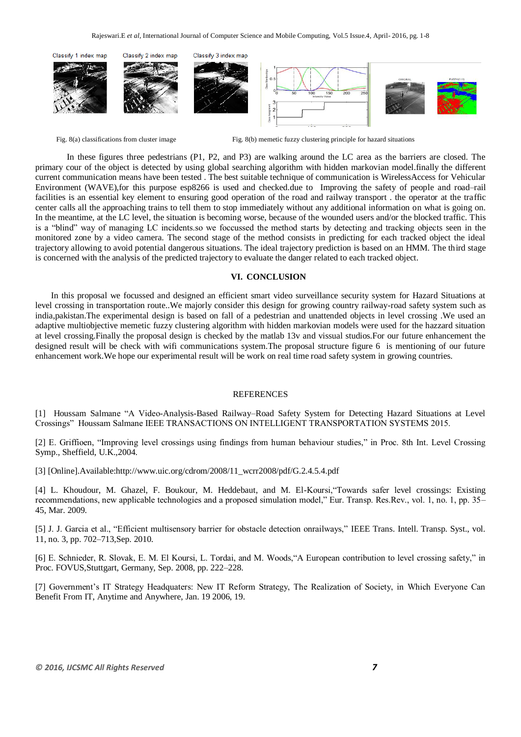Fig. 8(a) classifications from cluster image

Fig. 8(b) memetic fuzzy clustering principle for hazard situations

In these figures three pedestrians (P1, P2, and P3) are walking around the LC area as the barriers are closed. The primary cour of the object is detected by using global searching algorithm with hidden markovian model.finally the different current communication means have been tested . The best suitable technique of communication is WirelessAccess for Vehicular Environment (WAVE),for this purpose esp8266 is used and checked.due to Improving the safety of people and road–rail facilities is an essential key element to ensuring good operation of the road and railway transport . the operator at the traffic center calls all the approaching trains to tell them to stop immediately without any additional information on what is going on. In the meantime, at the LC level, the situation is becoming worse, because of the wounded users and/or the blocked traffic. This is a "blind" way of managing LC incidents.so we foccussed the method starts by detecting and tracking objects seen in the monitored zone by a video camera. The second stage of the method consists in predicting for each tracked object the ideal trajectory allowing to avoid potential dangerous situations. The ideal trajectory prediction is based on an HMM. The third stage is concerned with the analysis of the predicted trajectory to evaluate the danger related to each tracked object.

## VI. CONCLUSION

In this proposal we focussed and designed an efficient smart video surveillance security system for Hazard Situations at level crossing in transportation route..We majorly consider this design for growing country railway-road safety system such as india,pakistan.The experimental design is based on fall of a pedestrian and unattended objects in level crossing .We used an adaptive multiobjective memetic fuzzy clustering algorithm with hidden markovian models were used for the hazzard situation at level crossing.Finally the proposal design is checked by the matlab 13v and vissual studios.For our future enhancement the designed result will be check with wifi communications system.The proposal structure figure 6 is mentioning of our future enhancement work.We hope our experimental result will be work on real time road safety system in growing countries.

## REFERENCES

[1] Houssam Salmane "A Video-Analysis-Based Railway–Road Safety System for Detecting Hazard Situations at Level Crossings" Houssam Salmane IEEE TRANSACTIONS ON INTELLIGENT TRANSPORTATION SYSTEMS 2015.

[2] E. Griffioen, "Improving level crossings using findings from human behaviour studies," in Proc. 8th Int. Level Crossing Symp., Sheffield, U.K.,2004.

[3] [Online].Available:http://www.uic.org/cdrom/2008/11_wcrr2008/pdf/G.2.4.5.4.pdf

[4] L. Khoudour, M. Ghazel, F. Boukour, M. Heddebaut, and M. El-Koursi,"Towards safer level crossings: Existing recommendations, new applicable technologies and a proposed simulation model," Eur. Transp. Res.Rev., vol. 1, no. 1, pp. 35–45, Mar. 2009.

[5] J. J. Garcia et al., "Efficient multisensory barrier for obstacle detection onrailways," IEEE Trans. Intell. Transp. Syst., vol. 11, no. 3, pp. 702–713,Sep. 2010.

[6] E. Schnieder, R. Slovak, E. M. El Koursi, L. Tordai, and M. Woods,"A European contribution to level crossing safety," in Proc. FOVUS,Stuttgart, Germany, Sep. 2008, pp. 222–228.

[7] Government's IT Strategy Headquaters: New IT Reform Strategy, The Realization of Society, in Which Everyone Can Benefit From IT, Anytime and Anywhere, Jan. 19 2006, 19.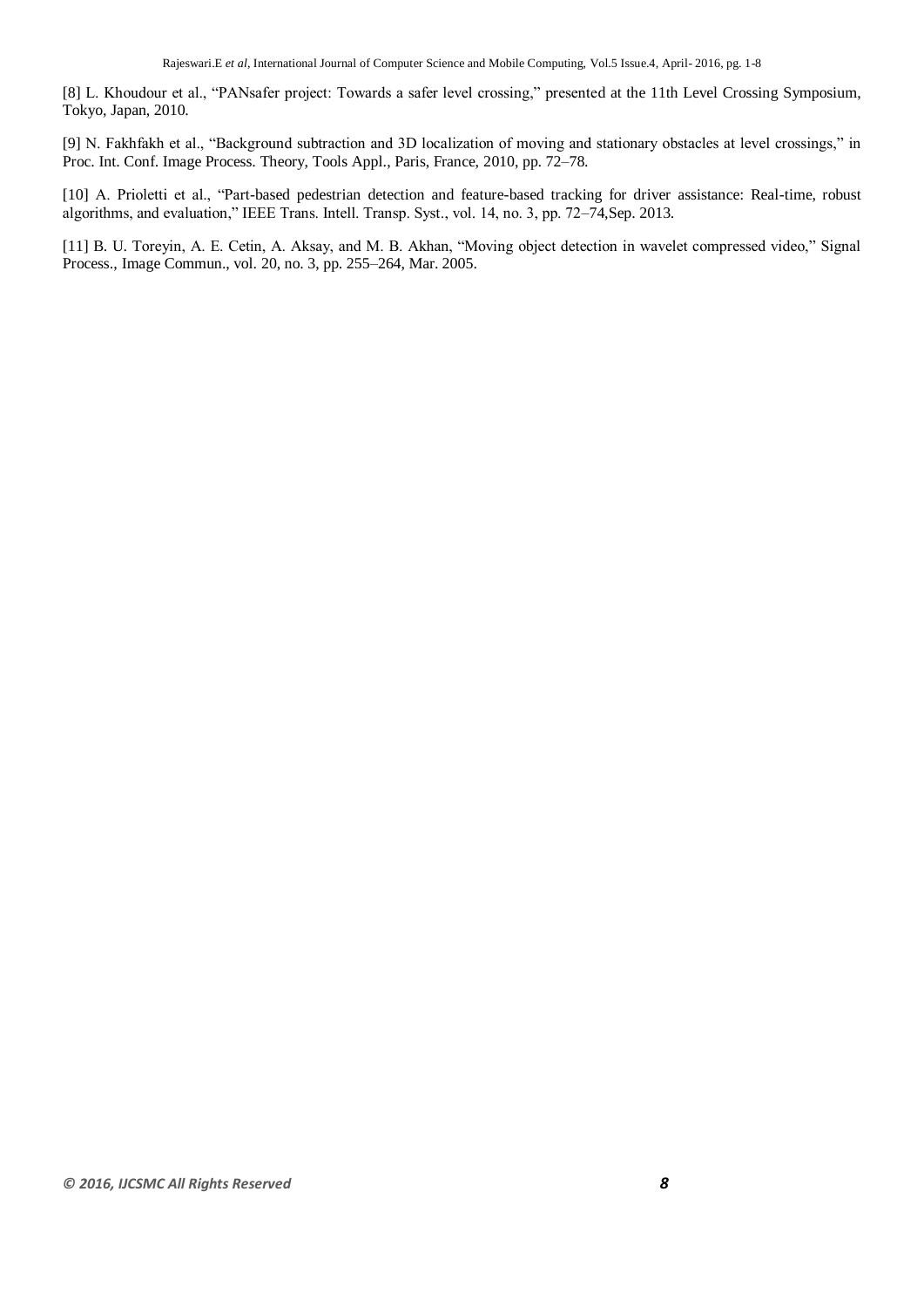[8] L. Khoudour et al., "PANsafer project: Towards a safer level crossing," presented at the 11th Level Crossing Symposium, Tokyo, Japan, 2010.

[9] N. Fakhfakh et al., "Background subtraction and 3D localization of moving and stationary obstacles at level crossings," in Proc. Int. Conf. Image Process. Theory, Tools Appl., Paris, France, 2010, pp. 72–78.

[10] A. Prioletti et al., "Part-based pedestrian detection and feature-based tracking for driver assistance: Real-time, robust algorithms, and evaluation," IEEE Trans. Intell. Transp. Syst., vol. 14, no. 3, pp. 72–74,Sep. 2013.

[11] B. U. Toreyin, A. E. Cetin, A. Aksay, and M. B. Akhan, "Moving object detection in wavelet compressed video," Signal Process., Image Commun., vol. 20, no. 3, pp. 255–264, Mar. 2005.